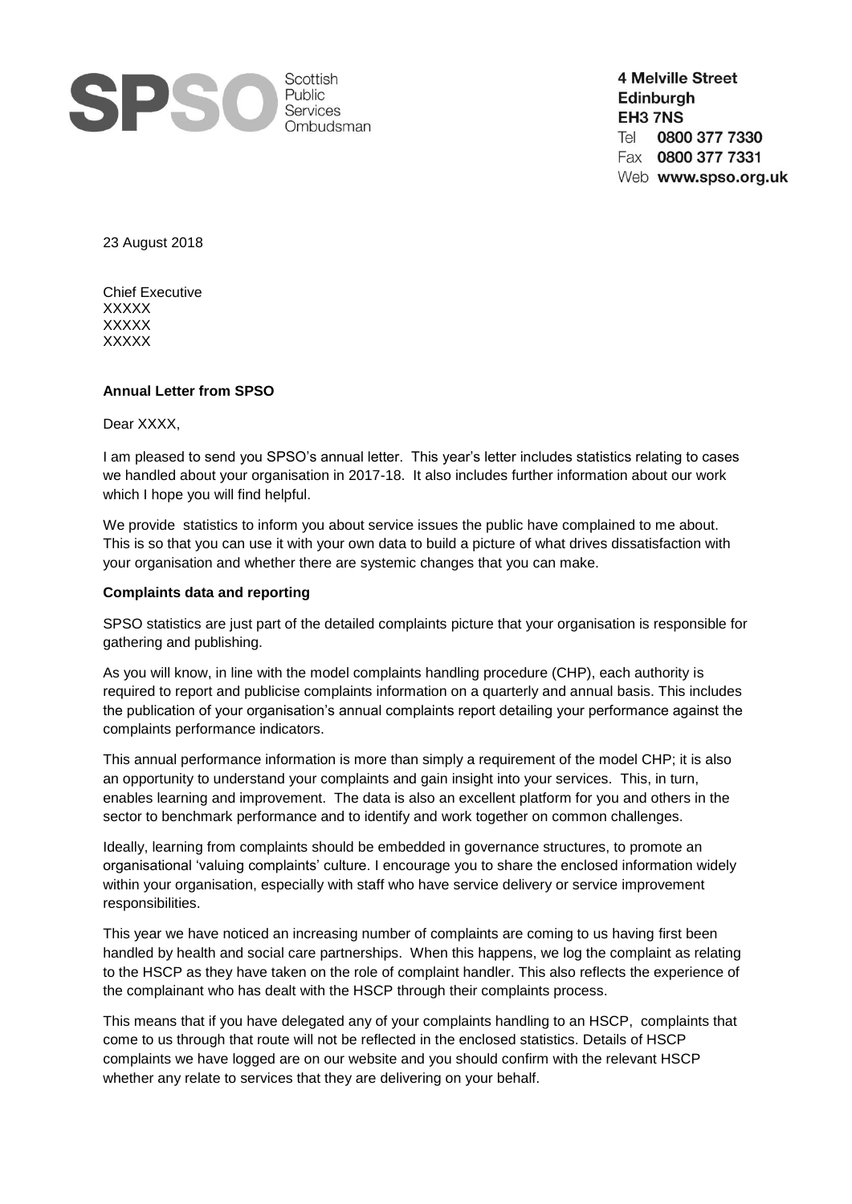**SPSO** Scottish Public Services Ombudsman

4 Melville Street
Edinburgh
EH3 7NS
Tel 0800 377 7330
Fax 0800 377 7331
Web www.spso.org.uk

23 August 2018

Chief Executive
XXXXX
XXXXX
XXXXX

**Annual Letter from SPSO**

Dear XXXX,

I am pleased to send you SPSO's annual letter. This year's letter includes statistics relating to cases we handled about your organisation in 2017-18. It also includes further information about our work which I hope you will find helpful.

We provide statistics to inform you about service issues the public have complained to me about. This is so that you can use it with your own data to build a picture of what drives dissatisfaction with your organisation and whether there are systemic changes that you can make.

**Complaints data and reporting**

SPSO statistics are just part of the detailed complaints picture that your organisation is responsible for gathering and publishing.

As you will know, in line with the model complaints handling procedure (CHP), each authority is required to report and publicise complaints information on a quarterly and annual basis. This includes the publication of your organisation's annual complaints report detailing your performance against the complaints performance indicators.

This annual performance information is more than simply a requirement of the model CHP; it is also an opportunity to understand your complaints and gain insight into your services. This, in turn, enables learning and improvement. The data is also an excellent platform for you and others in the sector to benchmark performance and to identify and work together on common challenges.

Ideally, learning from complaints should be embedded in governance structures, to promote an organisational 'valuing complaints' culture. I encourage you to share the enclosed information widely within your organisation, especially with staff who have service delivery or service improvement responsibilities.

This year we have noticed an increasing number of complaints are coming to us having first been handled by health and social care partnerships. When this happens, we log the complaint as relating to the HSCP as they have taken on the role of complaint handler. This also reflects the experience of the complainant who has dealt with the HSCP through their complaints process.

This means that if you have delegated any of your complaints handling to an HSCP, complaints that come to us through that route will not be reflected in the enclosed statistics. Details of HSCP complaints we have logged are on our website and you should confirm with the relevant HSCP whether any relate to services that they are delivering on your behalf.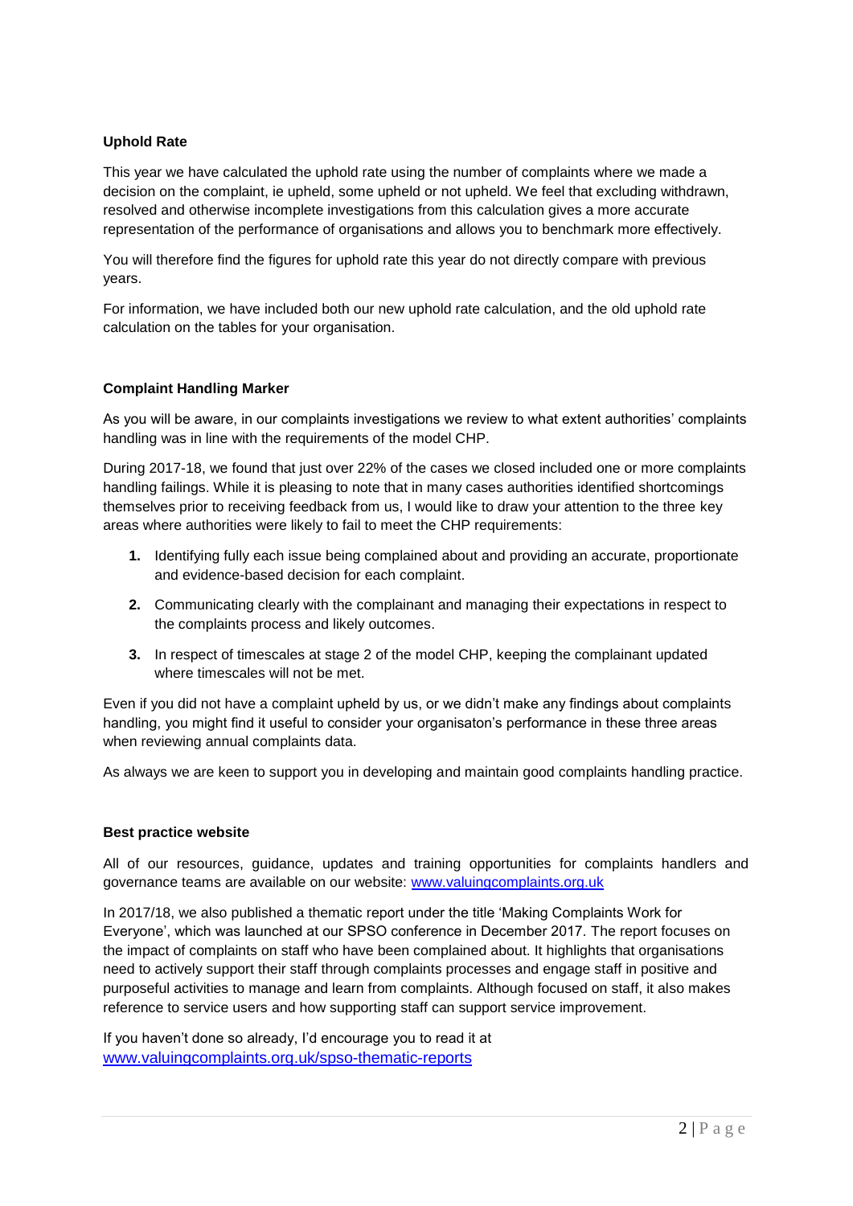**Uphold Rate**

This year we have calculated the uphold rate using the number of complaints where we made a decision on the complaint, ie upheld, some upheld or not upheld. We feel that excluding withdrawn, resolved and otherwise incomplete investigations from this calculation gives a more accurate representation of the performance of organisations and allows you to benchmark more effectively.

You will therefore find the figures for uphold rate this year do not directly compare with previous years.

For information, we have included both our new uphold rate calculation, and the old uphold rate calculation on the tables for your organisation.

**Complaint Handling Marker**

As you will be aware, in our complaints investigations we review to what extent authorities' complaints handling was in line with the requirements of the model CHP.

During 2017-18, we found that just over 22% of the cases we closed included one or more complaints handling failings. While it is pleasing to note that in many cases authorities identified shortcomings themselves prior to receiving feedback from us, I would like to draw your attention to the three key areas where authorities were likely to fail to meet the CHP requirements:

1. Identifying fully each issue being complained about and providing an accurate, proportionate and evidence-based decision for each complaint.
2. Communicating clearly with the complainant and managing their expectations in respect to the complaints process and likely outcomes.
3. In respect of timescales at stage 2 of the model CHP, keeping the complainant updated where timescales will not be met.

Even if you did not have a complaint upheld by us, or we didn't make any findings about complaints handling, you might find it useful to consider your organisaton's performance in these three areas when reviewing annual complaints data.

As always we are keen to support you in developing and maintain good complaints handling practice.

**Best practice website**

All of our resources, guidance, updates and training opportunities for complaints handlers and governance teams are available on our website: www.valuingcomplaints.org.uk

In 2017/18, we also published a thematic report under the title 'Making Complaints Work for Everyone', which was launched at our SPSO conference in December 2017. The report focuses on the impact of complaints on staff who have been complained about. It highlights that organisations need to actively support their staff through complaints processes and engage staff in positive and purposeful activities to manage and learn from complaints. Although focused on staff, it also makes reference to service users and how supporting staff can support service improvement.

If you haven't done so already, I'd encourage you to read it at www.valuingcomplaints.org.uk/spso-thematic-reports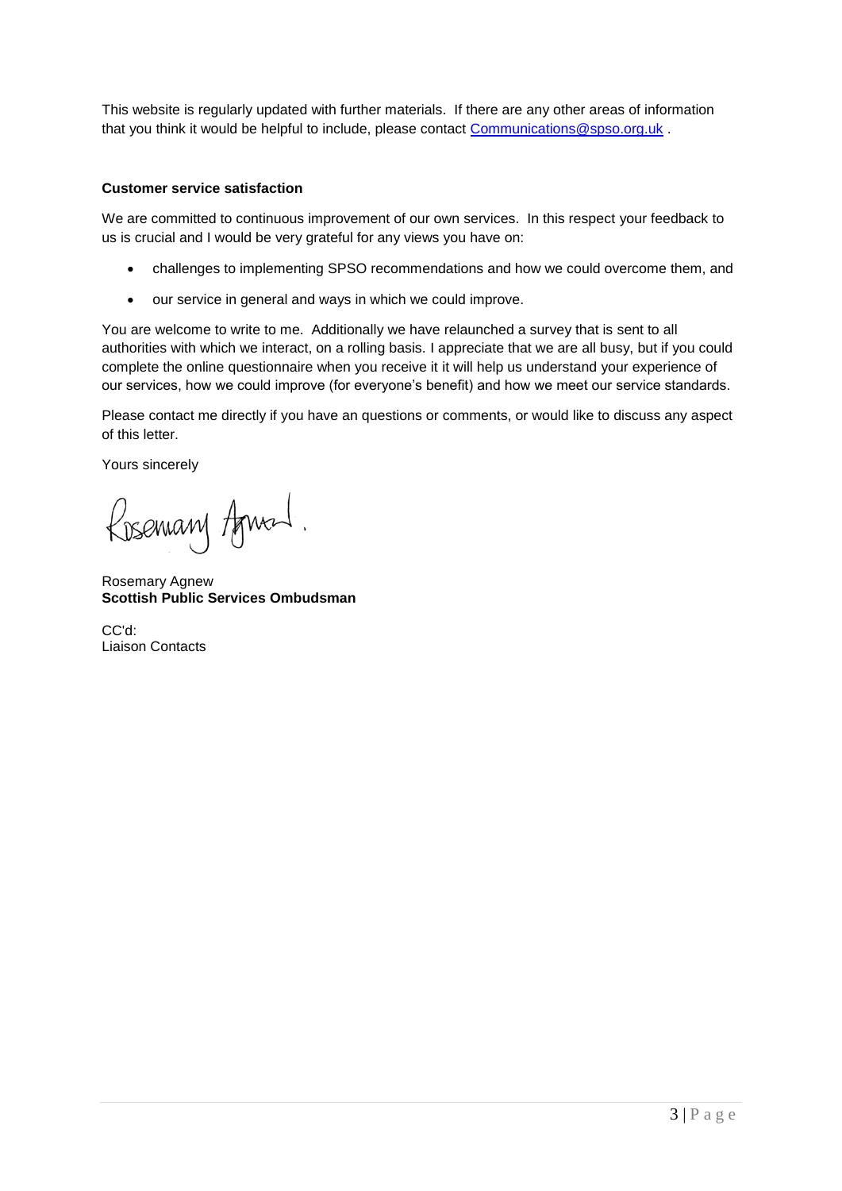This website is regularly updated with further materials. If there are any other areas of information that you think it would be helpful to include, please contact Communications@spso.org.uk .

**Customer service satisfaction**

We are committed to continuous improvement of our own services. In this respect your feedback to us is crucial and I would be very grateful for any views you have on:

- challenges to implementing SPSO recommendations and how we could overcome them, and
- our service in general and ways in which we could improve.

You are welcome to write to me. Additionally we have relaunched a survey that is sent to all authorities with which we interact, on a rolling basis. I appreciate that we are all busy, but if you could complete the online questionnaire when you receive it it will help us understand your experience of our services, how we could improve (for everyone's benefit) and how we meet our service standards.

Please contact me directly if you have an questions or comments, or would like to discuss any aspect of this letter.

Yours sincerely

Rosemary Agnew.

Rosemary Agnew
**Scottish Public Services Ombudsman**

CC'd:
Liaison Contacts